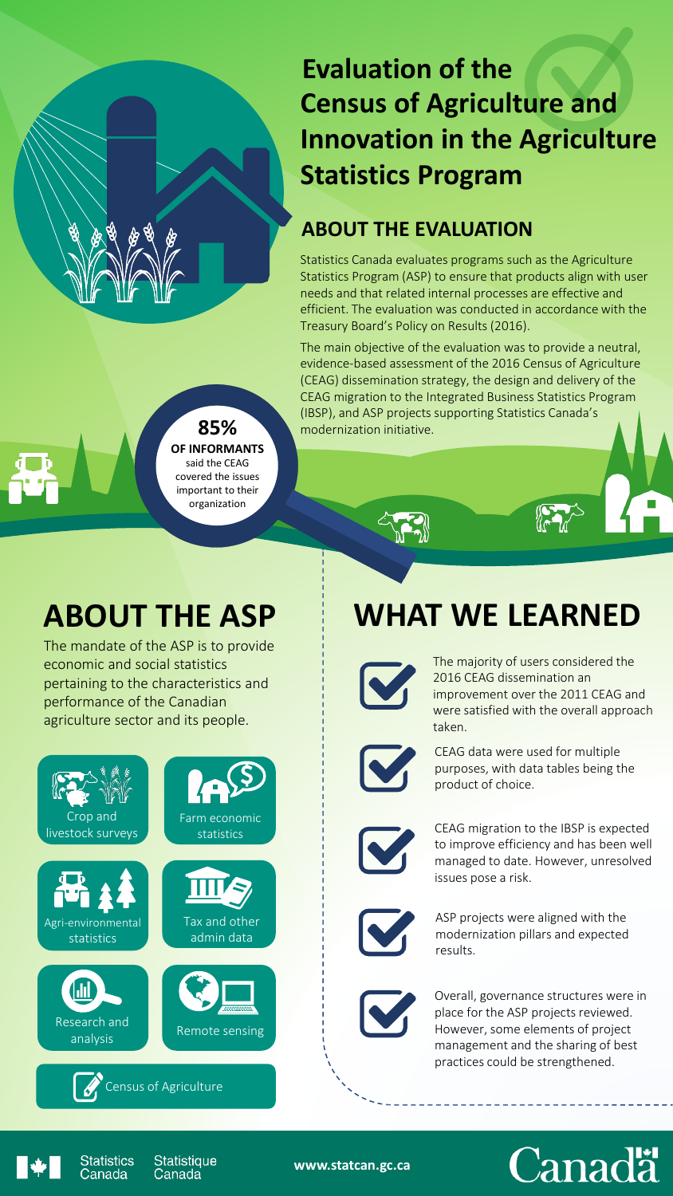# Evaluation of the Census of Agriculture and Innovation in the Agriculture Statistics Program

## ABOUT THE EVALUATION

Statistics Canada evaluates programs such as the Agriculture Statistics Program (ASP) to ensure that products align with user needs and that related internal processes are effective and efficient. The evaluation was conducted in accordance with the Treasury Board's Policy on Results (2016).

The main objective of the evaluation was to provide a neutral, evidence-based assessment of the 2016 Census of Agriculture (CEAG) dissemination strategy, the design and delivery of the CEAG migration to the Integrated Business Statistics Program (IBSP), and ASP projects supporting Statistics Canada's modernization initiative.

**85%** **OF INFORMANTS** said the CEAG covered the issues important to their organization

# ABOUT THE ASP

The mandate of the ASP is to provide economic and social statistics pertaining to the characteristics and performance of the Canadian agriculture sector and its people.

- Crop and livestock surveys
- Farm economic statistics
- Agri-environmental statistics
- Tax and other admin data
- Research and analysis
- Remote sensing
- Census of Agriculture

# WHAT WE LEARNED

- The majority of users considered the 2016 CEAG dissemination an improvement over the 2011 CEAG and were satisfied with the overall approach taken.
- CEAG data were used for multiple purposes, with data tables being the product of choice.
- CEAG migration to the IBSP is expected to improve efficiency and has been well managed to date. However, unresolved issues pose a risk.
- ASP projects were aligned with the modernization pillars and expected results.
- Overall, governance structures were in place for the ASP projects reviewed. However, some elements of project management and the sharing of best practices could be strengthened.

Statistics Canada Statistique Canada

www.statcan.gc.ca

Canada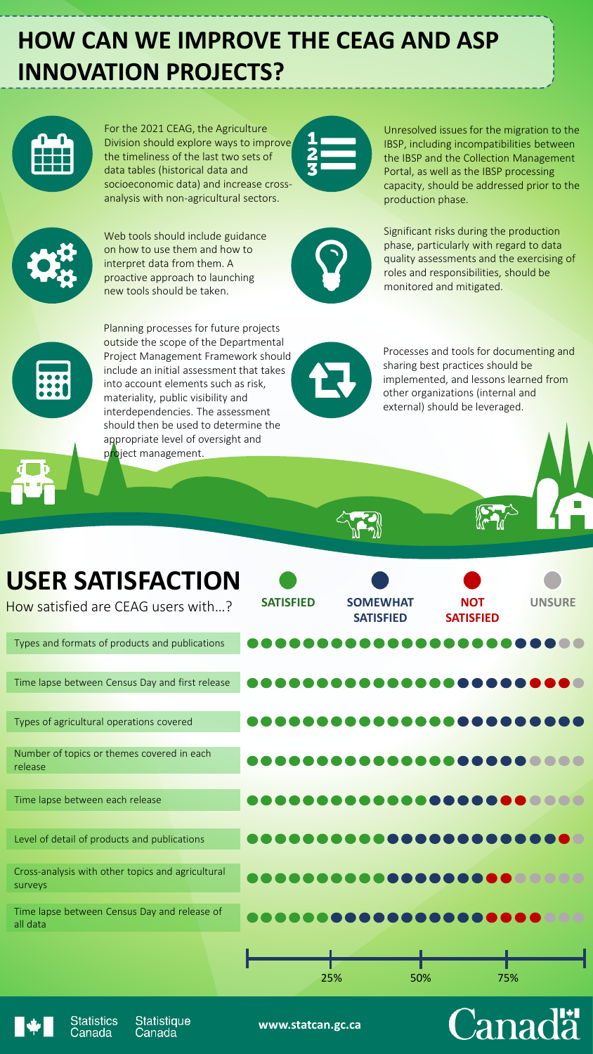# HOW CAN WE IMPROVE THE CEAG AND ASP INNOVATION PROJECTS?

For the 2021 CEAG, the Agriculture Division should explore ways to improve the timeliness of the last two sets of data tables (historical data and socioeconomic data) and increase cross-analysis with non-agricultural sectors.

Unresolved issues for the migration to the IBSP, including incompatibilities between the IBSP and the Collection Management Portal, as well as the IBSP processing capacity, should be addressed prior to the production phase.

Web tools should include guidance on how to use them and how to interpret data from them. A proactive approach to launching new tools should be taken.

Significant risks during the production phase, particularly with regard to data quality assessments and the exercising of roles and responsibilities, should be monitored and mitigated.

Planning processes for future projects outside the scope of the Departmental Project Management Framework should include an initial assessment that takes into account elements such as risk, materiality, public visibility and interdependencies. The assessment should then be used to determine the appropriate level of oversight and project management.

Processes and tools for documenting and sharing best practices should be implemented, and lessons learned from other organizations (internal and external) should be leveraged.

# USER SATISFACTION

How satisfied are CEAG users with…?

SATISFIED

SOMEWHAT SATISFIED

NOT SATISFIED

UNSURE

Types and formats of products and publications

Time lapse between Census Day and first release

Types of agricultural operations covered

Number of topics or themes covered in each release

Time lapse between each release

Level of detail of products and publications

Cross-analysis with other topics and agricultural surveys

Time lapse between Census Day and release of all data

25%

50%

75%

www.statcan.gc.ca